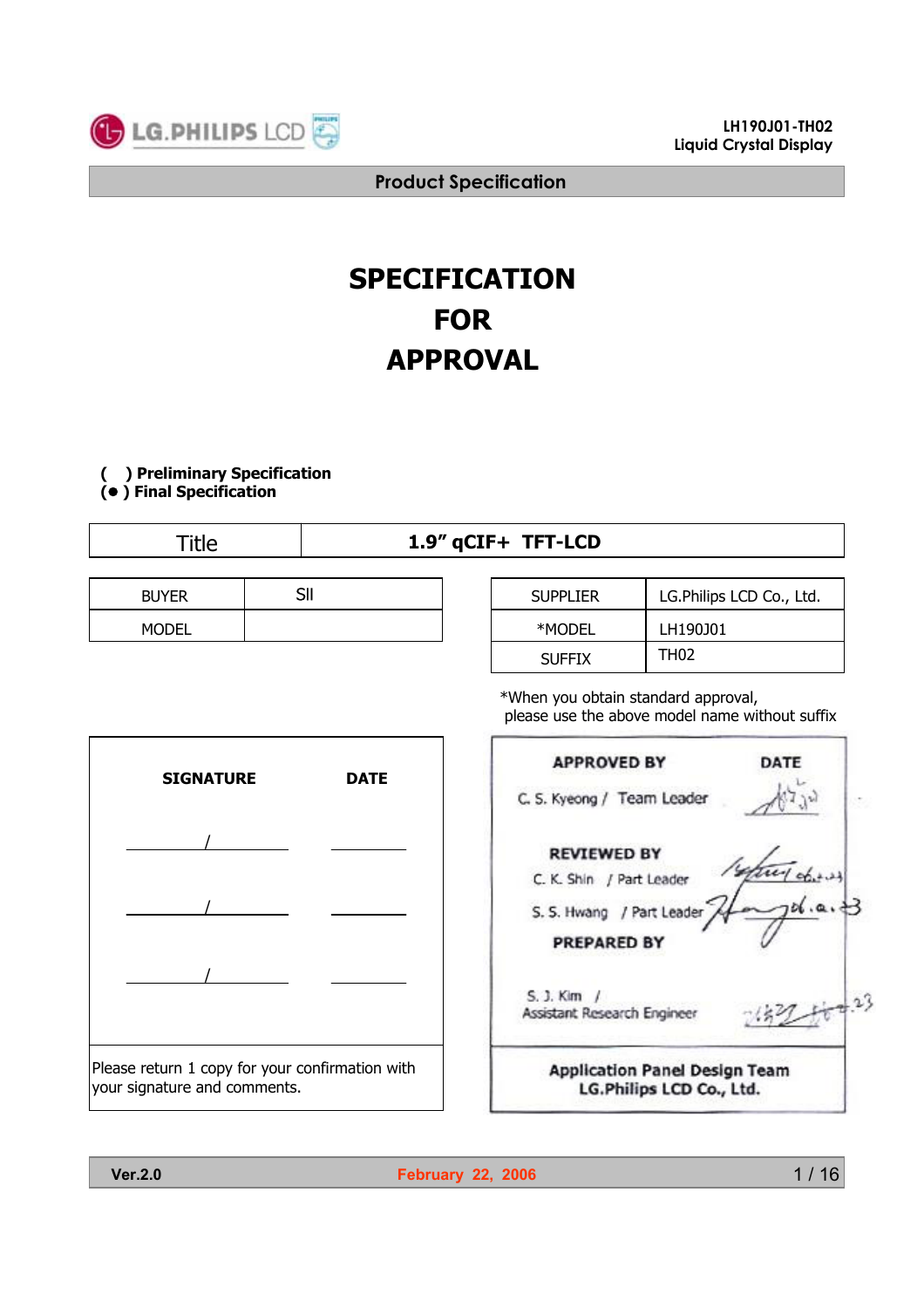LG.PHILIPS LCD

LH190J01-TH02
Liquid Crystal Display

Product Specification

# SPECIFICATION
# FOR
# APPROVAL

( ) **Preliminary Specification**
(● ) **Final Specification**

| Title | 1.9" qCIF+ TFT-LCD |
|---|---|

| BUYER | SII |
|---|---|
| MODEL | |

| SUPPLIER | LG.Philips LCD Co., Ltd. |
|---|---|
| *MODEL | LH190J01 |
| SUFFIX | TH02 |

*When you obtain standard approval,
please use the above model name without suffix

| SIGNATURE | DATE |
|---|---|
| / | |
| / | |
| / | |

Please return 1 copy for your confirmation with your signature and comments.

| APPROVED BY | DATE |
|---|---|
| C. S. Kyeong / Team Leader | |
| **REVIEWED BY** | |
| C. K. Shin / Part Leader | 06.2.23 |
| S. S. Hwang / Part Leader | 06.2.23 |
| **PREPARED BY** | |
| S. J. Kim / Assistant Research Engineer | 2.23 |

**Application Panel Design Team**
**LG.Philips LCD Co., Ltd.**

Ver.2.0 — February 22, 2006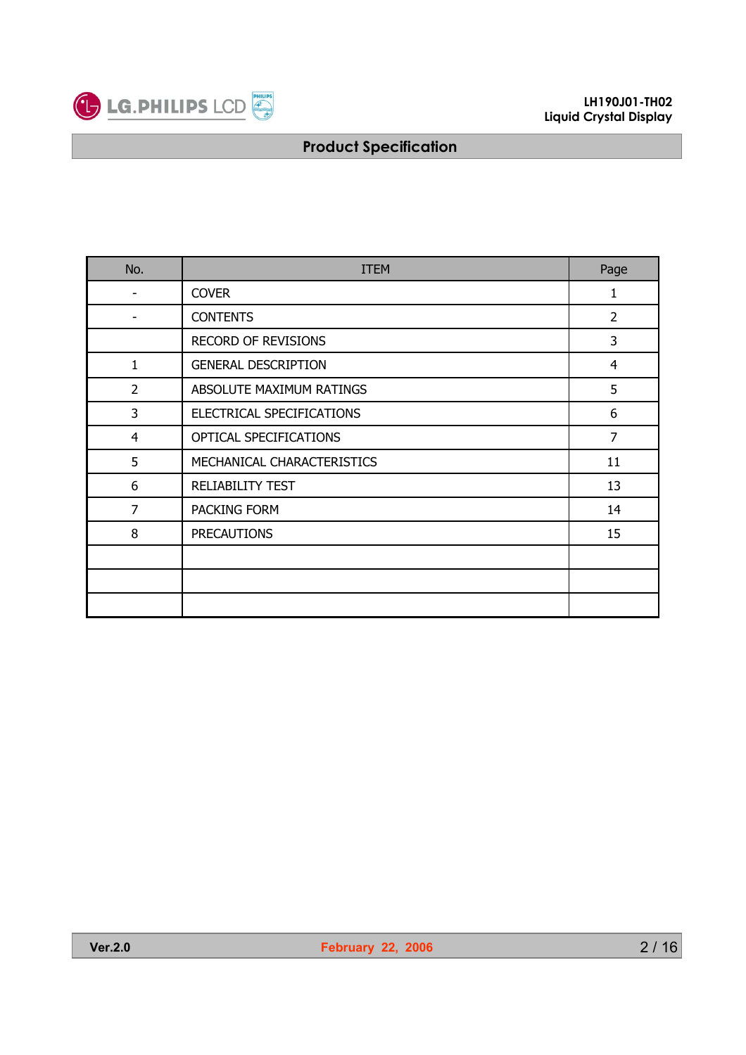| No. | ITEM | Page |
|---|---|---|
| - | COVER | 1 |
| - | CONTENTS | 2 |
|  | RECORD OF REVISIONS | 3 |
| 1 | GENERAL DESCRIPTION | 4 |
| 2 | ABSOLUTE MAXIMUM RATINGS | 5 |
| 3 | ELECTRICAL SPECIFICATIONS | 6 |
| 4 | OPTICAL SPECIFICATIONS | 7 |
| 5 | MECHANICAL CHARACTERISTICS | 11 |
| 6 | RELIABILITY TEST | 13 |
| 7 | PACKING FORM | 14 |
| 8 | PRECAUTIONS | 15 |
|  |  |  |
|  |  |  |
|  |  |  |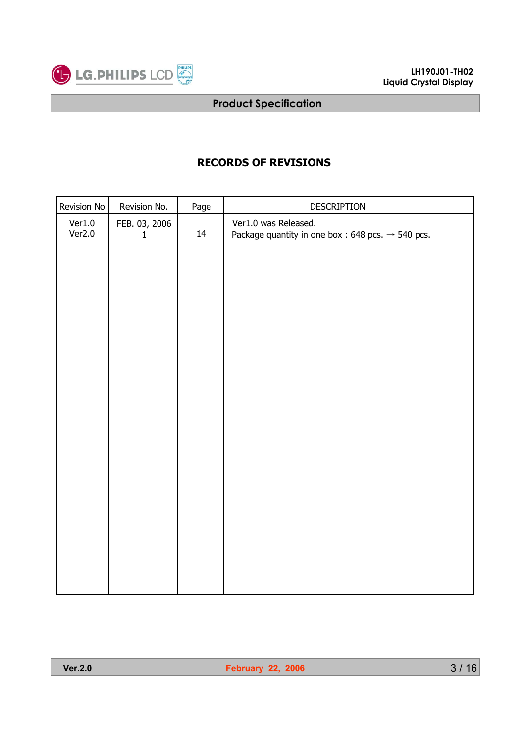## RECORDS OF REVISIONS

| Revision No | Revision No. | Page | DESCRIPTION |
| --- | --- | --- | --- |
| Ver1.0 | FEB. 03, 2006 | | Ver1.0 was Released. |
| Ver2.0 | 1 | 14 | Package quantity in one box : 648 pcs. → 540 pcs. |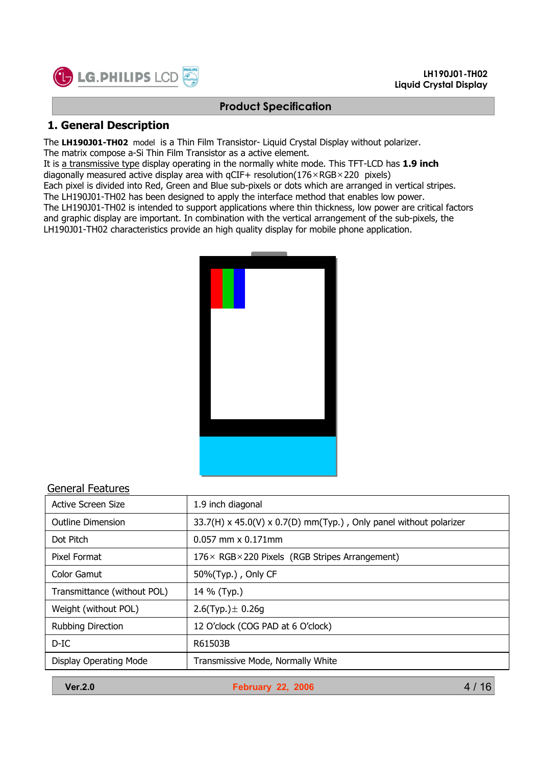## Product Specification

# 1. General Description

The **LH190J01-TH02** model is a Thin Film Transistor- Liquid Crystal Display without polarizer.
The matrix compose a-Si Thin Film Transistor as a active element.
It is a transmissive type display operating in the normally white mode. This TFT-LCD has **1.9 inch** diagonally measured active display area with qCIF+ resolution(176×RGB×220 pixels)
Each pixel is divided into Red, Green and Blue sub-pixels or dots which are arranged in vertical stripes.
The LH190J01-TH02 has been designed to apply the interface method that enables low power.
The LH190J01-TH02 is intended to support applications where thin thickness, low power are critical factors and graphic display are important. In combination with the vertical arrangement of the sub-pixels, the LH190J01-TH02 characteristics provide an high quality display for mobile phone application.

## General Features

| Active Screen Size | 1.9 inch diagonal |
| --- | --- |
| Outline Dimension | 33.7(H) x 45.0(V) x 0.7(D) mm(Typ.) , Only panel without polarizer |
| Dot Pitch | 0.057 mm x 0.171mm |
| Pixel Format | 176× RGB×220 Pixels (RGB Stripes Arrangement) |
| Color Gamut | 50%(Typ.) , Only CF |
| Transmittance (without POL) | 14 % (Typ.) |
| Weight (without POL) | 2.6(Typ.)± 0.26g |
| Rubbing Direction | 12 O'clock (COG PAD at 6 O'clock) |
| D-IC | R61503B |
| Display Operating Mode | Transmissive Mode, Normally White |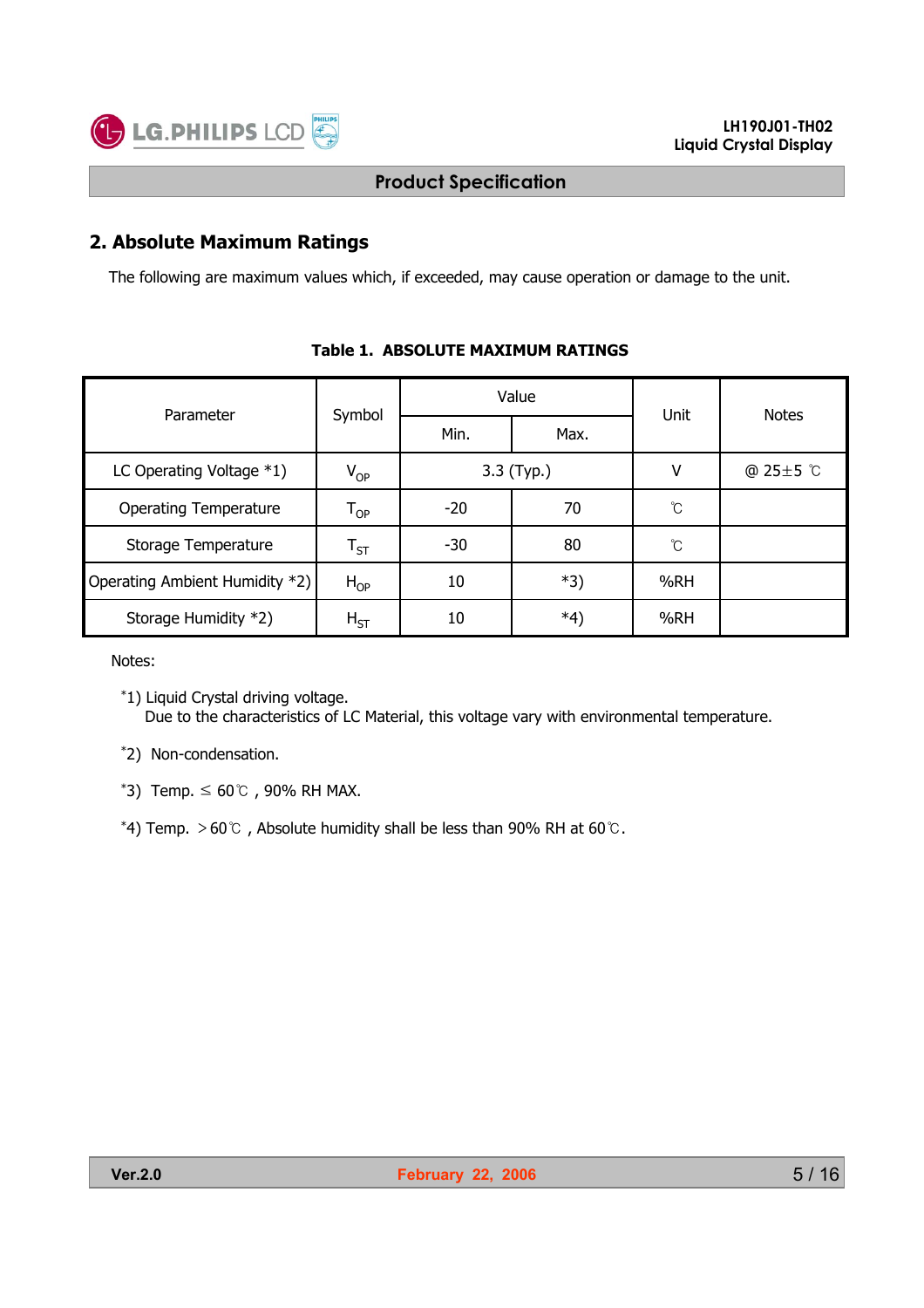## 2. Absolute Maximum Ratings

The following are maximum values which, if exceeded, may cause operation or damage to the unit.

**Table 1. ABSOLUTE MAXIMUM RATINGS**

| Parameter | Symbol | Value | | Unit | Notes |
|---|---|---|---|---|---|
| | | Min. | Max. | | |
| LC Operating Voltage *1) | $V_{OP}$ | 3.3 (Typ.) | | V | @ 25±5 ℃ |
| Operating Temperature | $T_{OP}$ | -20 | 70 | ℃ | |
| Storage Temperature | $T_{ST}$ | -30 | 80 | ℃ | |
| Operating Ambient Humidity *2) | $H_{OP}$ | 10 | *3) | %RH | |
| Storage Humidity *2) | $H_{ST}$ | 10 | *4) | %RH | |

Notes:

*1) Liquid Crystal driving voltage.
Due to the characteristics of LC Material, this voltage vary with environmental temperature.

*2) Non-condensation.

*3) Temp. ≤ 60℃ , 90% RH MAX.

*4) Temp. ＞60℃ , Absolute humidity shall be less than 90% RH at 60℃.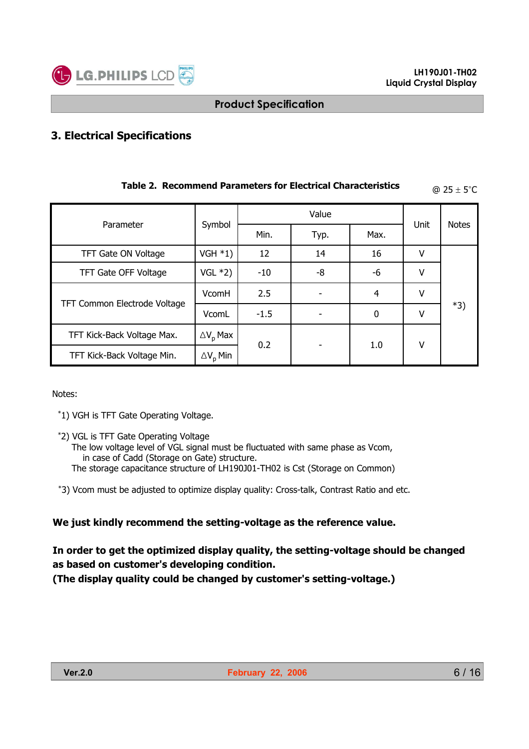## 3. Electrical Specifications

**Table 2. Recommend Parameters for Electrical Characteristics** @ 25 ± 5°C

| Parameter | Symbol | Value | | | Unit | Notes |
|---|---|---|---|---|---|---|
| | | Min. | Typ. | Max. | | |
| TFT Gate ON Voltage | VGH *1) | 12 | 14 | 16 | V | *3) |
| TFT Gate OFF Voltage | VGL *2) | -10 | -8 | -6 | V | |
| TFT Common Electrode Voltage | VcomH | 2.5 | - | 4 | V | |
| | VcomL | -1.5 | - | 0 | V | |
| TFT Kick-Back Voltage Max. | $\Delta V_p$ Max | 0.2 | - | 1.0 | V | |
| TFT Kick-Back Voltage Min. | $\Delta V_p$ Min | | | | | |

Notes:

*1) VGH is TFT Gate Operating Voltage.

*2) VGL is TFT Gate Operating Voltage
The low voltage level of VGL signal must be fluctuated with same phase as Vcom, in case of Cadd (Storage on Gate) structure.
The storage capacitance structure of LH190J01-TH02 is Cst (Storage on Common)

*3) Vcom must be adjusted to optimize display quality: Cross-talk, Contrast Ratio and etc.

**We just kindly recommend the setting-voltage as the reference value.**

**In order to get the optimized display quality, the setting-voltage should be changed as based on customer's developing condition.**
**(The display quality could be changed by customer's setting-voltage.)**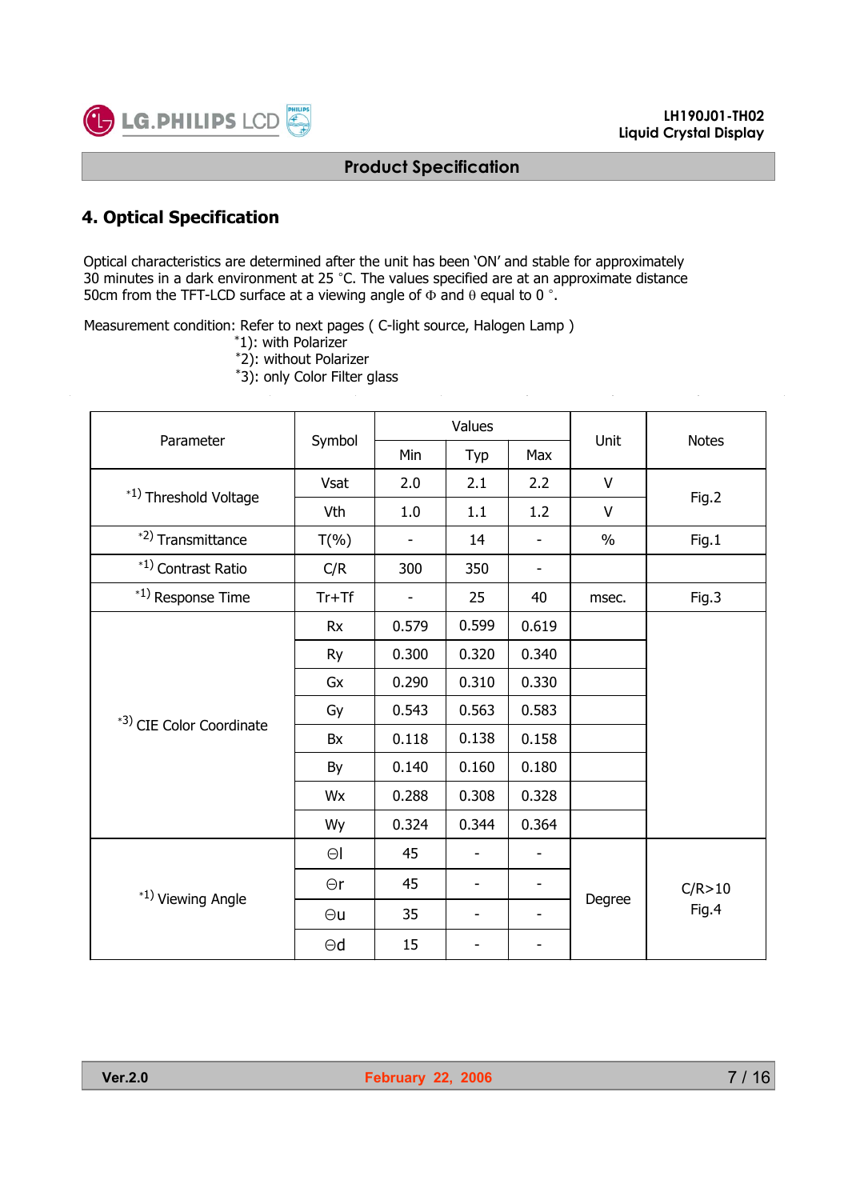# 4. Optical Specification

Optical characteristics are determined after the unit has been 'ON' and stable for approximately 30 minutes in a dark environment at 25 °C. The values specified are at an approximate distance 50cm from the TFT-LCD surface at a viewing angle of Φ and θ equal to 0 °.

Measurement condition: Refer to next pages ( C-light source, Halogen Lamp )
*1): with Polarizer
*2): without Polarizer
*3): only Color Filter glass

| Parameter | Symbol | Values | | | Unit | Notes |
|---|---|---|---|---|---|---|
| | | Min | Typ | Max | | |
| *1) Threshold Voltage | Vsat | 2.0 | 2.1 | 2.2 | V | Fig.2 |
| | Vth | 1.0 | 1.1 | 1.2 | V | |
| *2) Transmittance | T(%) | - | 14 | - | % | Fig.1 |
| *1) Contrast Ratio | C/R | 300 | 350 | - | | |
| *1) Response Time | Tr+Tf | - | 25 | 40 | msec. | Fig.3 |
| *3) CIE Color Coordinate | Rx | 0.579 | 0.599 | 0.619 | | |
| | Ry | 0.300 | 0.320 | 0.340 | | |
| | Gx | 0.290 | 0.310 | 0.330 | | |
| | Gy | 0.543 | 0.563 | 0.583 | | |
| | Bx | 0.118 | 0.138 | 0.158 | | |
| | By | 0.140 | 0.160 | 0.180 | | |
| | Wx | 0.288 | 0.308 | 0.328 | | |
| | Wy | 0.324 | 0.344 | 0.364 | | |
| *1) Viewing Angle | Θl | 45 | - | - | Degree | C/R>10 Fig.4 |
| | Θr | 45 | - | - | | |
| | Θu | 35 | - | - | | |
| | Θd | 15 | - | - | | |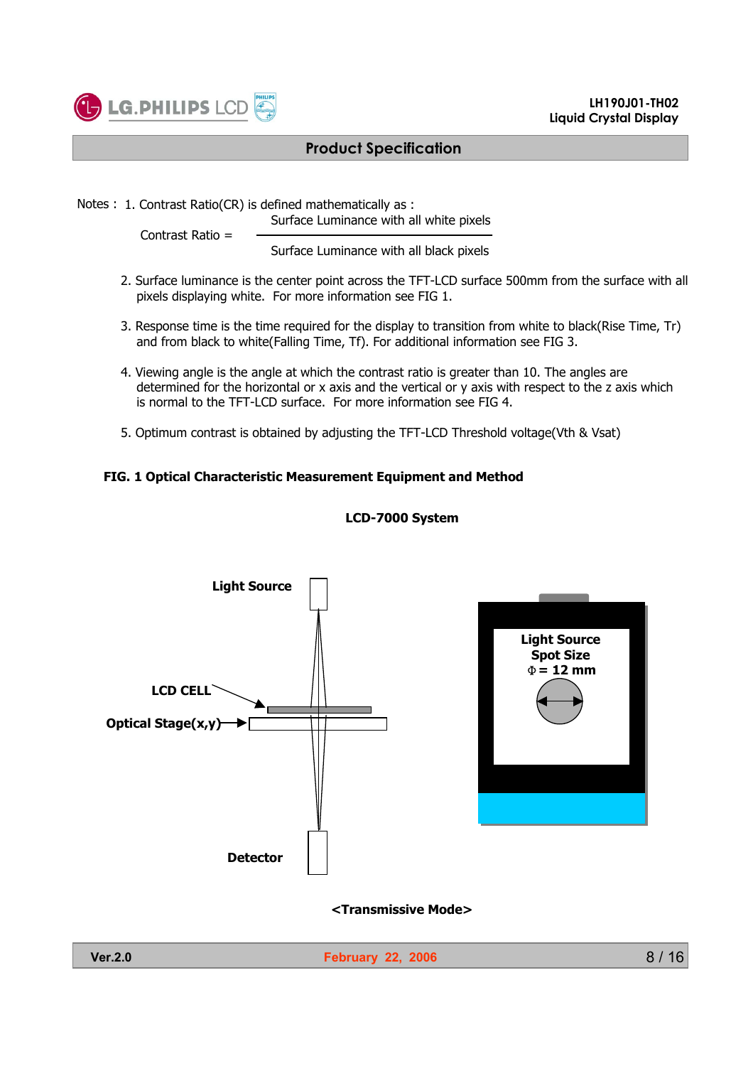## Product Specification

Notes : 1. Contrast Ratio(CR) is defined mathematically as :

$$\text{Contrast Ratio} = \frac{\text{Surface Luminance with all white pixels}}{\text{Surface Luminance with all black pixels}}$$

2. Surface luminance is the center point across the TFT-LCD surface 500mm from the surface with all pixels displaying white. For more information see FIG 1.

3. Response time is the time required for the display to transition from white to black(Rise Time, Tr) and from black to white(Falling Time, Tf). For additional information see FIG 3.

4. Viewing angle is the angle at which the contrast ratio is greater than 10. The angles are determined for the horizontal or x axis and the vertical or y axis with respect to the z axis which is normal to the TFT-LCD surface. For more information see FIG 4.

5. Optimum contrast is obtained by adjusting the TFT-LCD Threshold voltage(Vth & Vsat)

**FIG. 1 Optical Characteristic Measurement Equipment and Method**

**LCD-7000 System**

Light Source

LCD CELL

Optical Stage(x,y)

Detector

Light Source Spot Size $\Phi$ = 12 mm

**<Transmissive Mode>**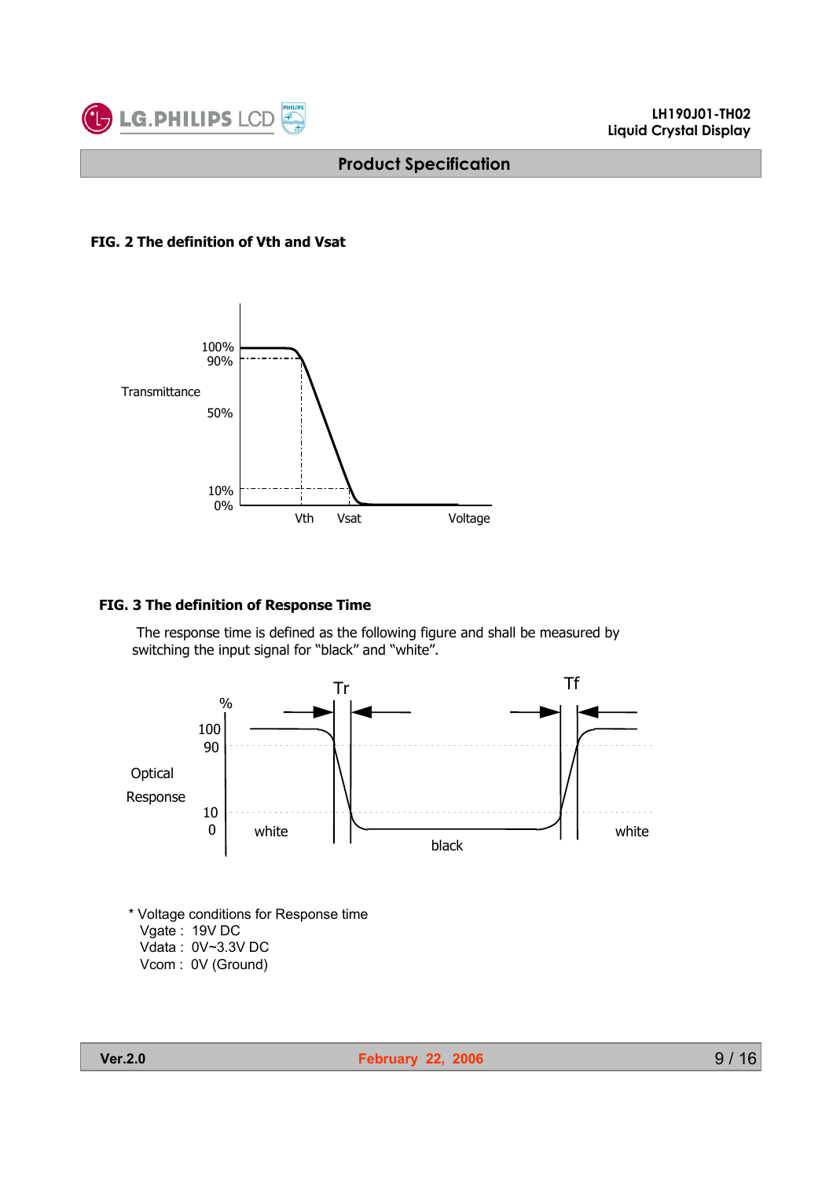**FIG. 2 The definition of Vth and Vsat**

**FIG. 3 The definition of Response Time**

The response time is defined as the following figure and shall be measured by switching the input signal for "black" and "white".

\* Voltage conditions for Response time

Vgate : 19V DC

Vdata : 0V~3.3V DC

Vcom : 0V (Ground)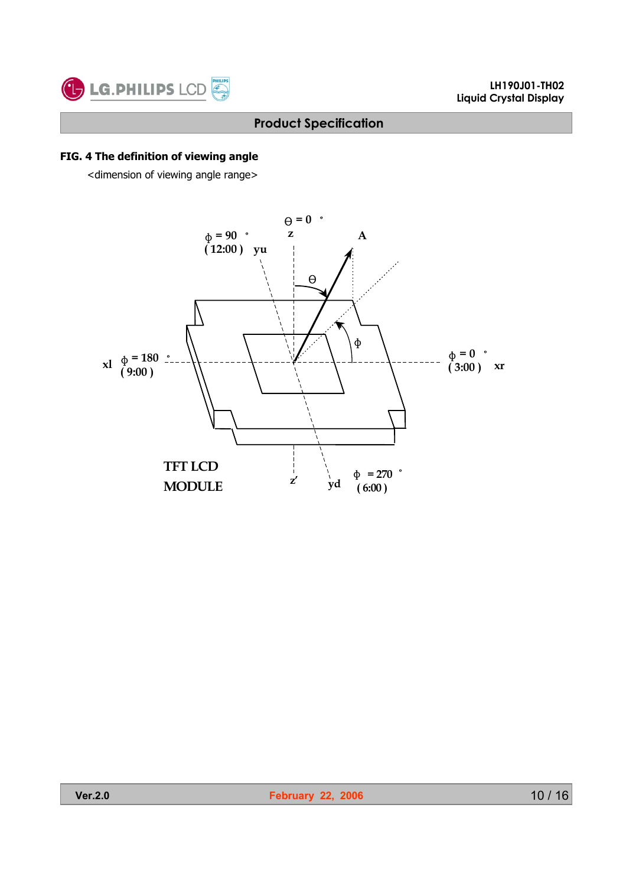**FIG. 4 The definition of viewing angle**

<dimension of viewing angle range>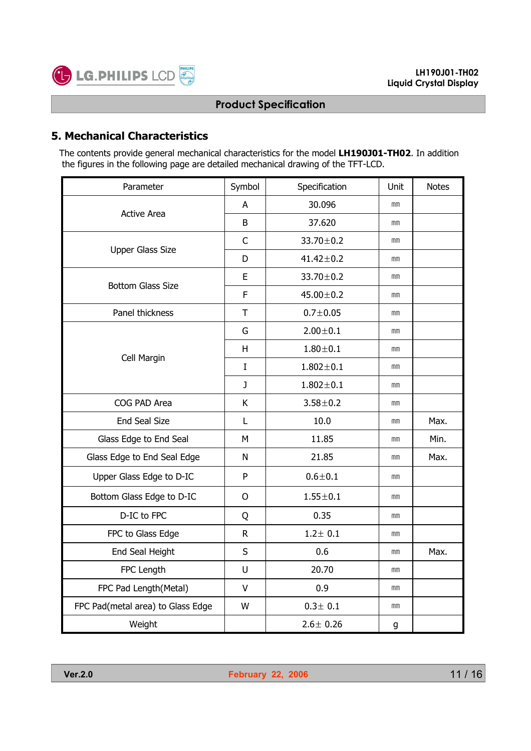## 5. Mechanical Characteristics

The contents provide general mechanical characteristics for the model **LH190J01-TH02**. In addition the figures in the following page are detailed mechanical drawing of the TFT-LCD.

| Parameter | Symbol | Specification | Unit | Notes |
|---|---|---|---|---|
| Active Area | A | 30.096 | ㎜ | |
| | B | 37.620 | ㎜ | |
| Upper Glass Size | C | 33.70±0.2 | ㎜ | |
| | D | 41.42±0.2 | ㎜ | |
| Bottom Glass Size | E | 33.70±0.2 | ㎜ | |
| | F | 45.00±0.2 | ㎜ | |
| Panel thickness | T | 0.7±0.05 | ㎜ | |
| Cell Margin | G | 2.00±0.1 | ㎜ | |
| | H | 1.80±0.1 | ㎜ | |
| | I | 1.802±0.1 | ㎜ | |
| | J | 1.802±0.1 | ㎜ | |
| COG PAD Area | K | 3.58±0.2 | ㎜ | |
| End Seal Size | L | 10.0 | ㎜ | Max. |
| Glass Edge to End Seal | M | 11.85 | ㎜ | Min. |
| Glass Edge to End Seal Edge | N | 21.85 | ㎜ | Max. |
| Upper Glass Edge to D-IC | P | 0.6±0.1 | ㎜ | |
| Bottom Glass Edge to D-IC | O | 1.55±0.1 | ㎜ | |
| D-IC to FPC | Q | 0.35 | ㎜ | |
| FPC to Glass Edge | R | 1.2± 0.1 | ㎜ | |
| End Seal Height | S | 0.6 | ㎜ | Max. |
| FPC Length | U | 20.70 | ㎜ | |
| FPC Pad Length(Metal) | V | 0.9 | ㎜ | |
| FPC Pad(metal area) to Glass Edge | W | 0.3± 0.1 | ㎜ | |
| Weight | | 2.6± 0.26 | g | |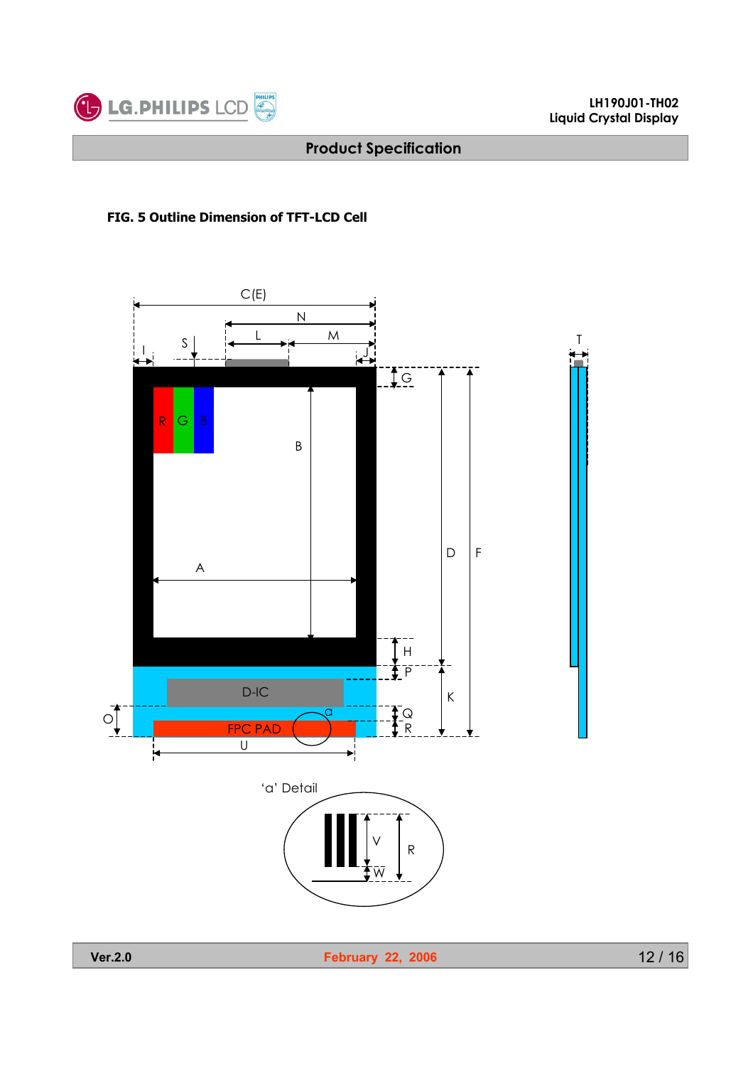**FIG. 5 Outline Dimension of TFT-LCD Cell**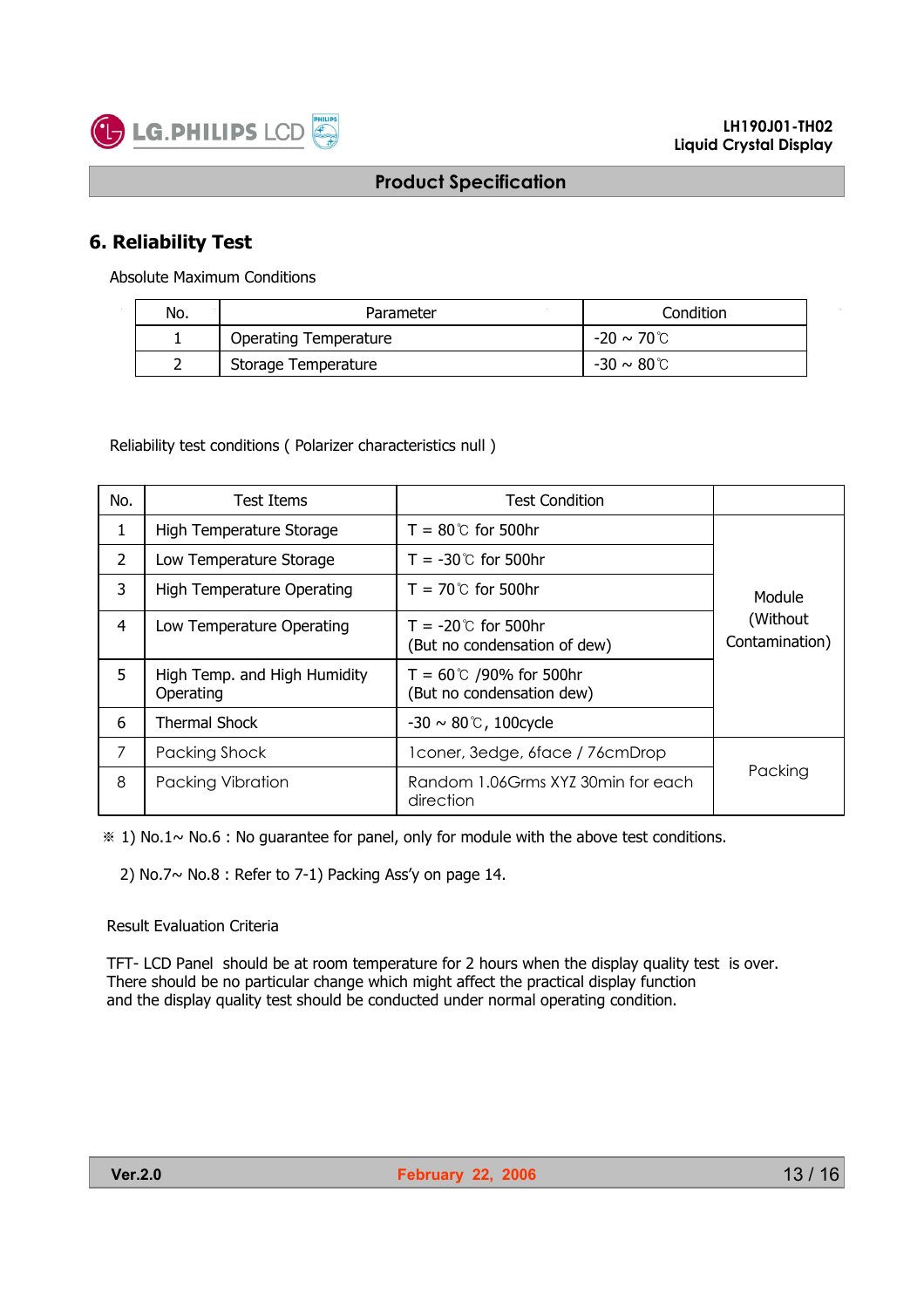# 6. Reliability Test

Absolute Maximum Conditions

| No. | Parameter | Condition |
|---|---|---|
| 1 | Operating Temperature | -20 ~ 70℃ |
| 2 | Storage Temperature | -30 ~ 80℃ |

Reliability test conditions ( Polarizer characteristics null )

| No. | Test Items | Test Condition | |
|---|---|---|---|
| 1 | High Temperature Storage | T = 80℃ for 500hr | Module (Without Contamination) |
| 2 | Low Temperature Storage | T = -30℃ for 500hr | |
| 3 | High Temperature Operating | T = 70℃ for 500hr | |
| 4 | Low Temperature Operating | T = -20℃ for 500hr (But no condensation of dew) | |
| 5 | High Temp. and High Humidity Operating | T = 60℃ /90% for 500hr (But no condensation dew) | |
| 6 | Thermal Shock | -30 ~ 80℃, 100cycle | |
| 7 | Packing Shock | 1coner, 3edge, 6face / 76cmDrop | Packing |
| 8 | Packing Vibration | Random 1.06Grms XYZ 30min for each direction | |

※ 1) No.1~ No.6 : No guarantee for panel, only for module with the above test conditions.

2) No.7~ No.8 : Refer to 7-1) Packing Ass'y on page 14.

Result Evaluation Criteria

TFT- LCD Panel should be at room temperature for 2 hours when the display quality test is over.
There should be no particular change which might affect the practical display function
and the display quality test should be conducted under normal operating condition.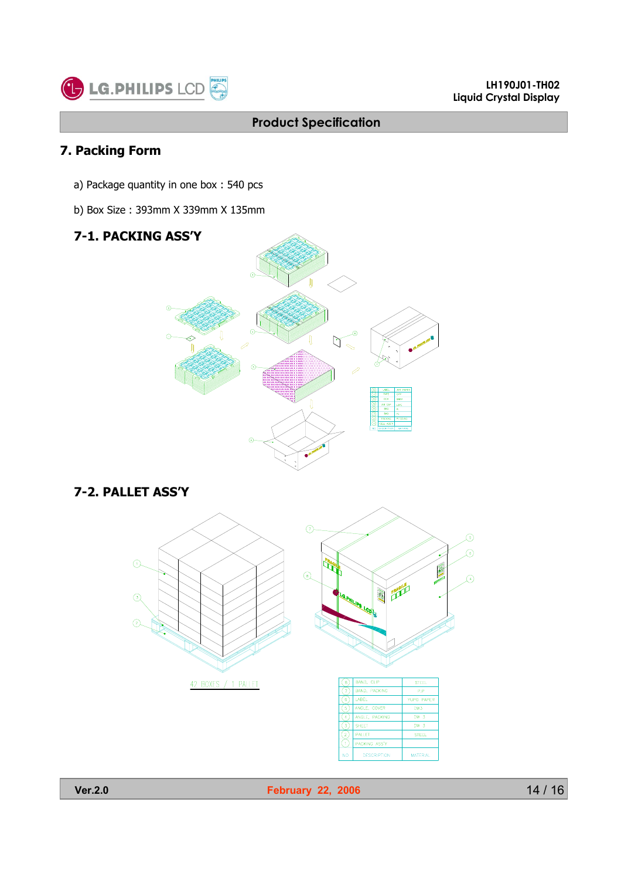## 7. Packing Form

a) Package quantity in one box : 540 pcs

b) Box Size : 393mm X 339mm X 135mm

### 7-1. PACKING ASS'Y

### 7-2. PALLET ASS'Y

42 BOXES / 1 PALLET

| NO. | DESCRIPTION | MATERIAL |
|---|---|---|
| 8 | BAND, CLIP | STEEL |
| 7 | BAND, PACKING | P.P |
| 6 | LABEL | YUPO PAPER |
| 5 | ANGLE, COVER | DW3 |
| 4 | ANGLE, PACKING | DW 3 |
| 3 | SHEET | DW 3 |
| 2 | PALLET | STEEL |
| 1 | PACKING ASS'Y | |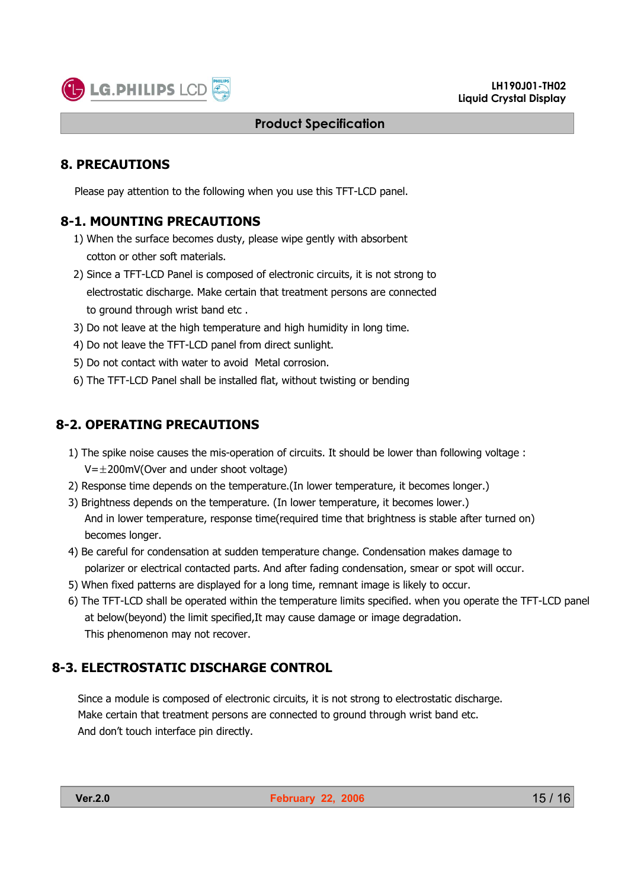## 8. PRECAUTIONS

Please pay attention to the following when you use this TFT-LCD panel.

### 8-1. MOUNTING PRECAUTIONS

1) When the surface becomes dusty, please wipe gently with absorbent cotton or other soft materials.
2) Since a TFT-LCD Panel is composed of electronic circuits, it is not strong to electrostatic discharge. Make certain that treatment persons are connected to ground through wrist band etc .
3) Do not leave at the high temperature and high humidity in long time.
4) Do not leave the TFT-LCD panel from direct sunlight.
5) Do not contact with water to avoid Metal corrosion.
6) The TFT-LCD Panel shall be installed flat, without twisting or bending

### 8-2. OPERATING PRECAUTIONS

1) The spike noise causes the mis-operation of circuits. It should be lower than following voltage : V=±200mV(Over and under shoot voltage)
2) Response time depends on the temperature.(In lower temperature, it becomes longer.)
3) Brightness depends on the temperature. (In lower temperature, it becomes lower.) And in lower temperature, response time(required time that brightness is stable after turned on) becomes longer.
4) Be careful for condensation at sudden temperature change. Condensation makes damage to polarizer or electrical contacted parts. And after fading condensation, smear or spot will occur.
5) When fixed patterns are displayed for a long time, remnant image is likely to occur.
6) The TFT-LCD shall be operated within the temperature limits specified. when you operate the TFT-LCD panel at below(beyond) the limit specified,It may cause damage or image degradation. This phenomenon may not recover.

### 8-3. ELECTROSTATIC DISCHARGE CONTROL

Since a module is composed of electronic circuits, it is not strong to electrostatic discharge. Make certain that treatment persons are connected to ground through wrist band etc. And don't touch interface pin directly.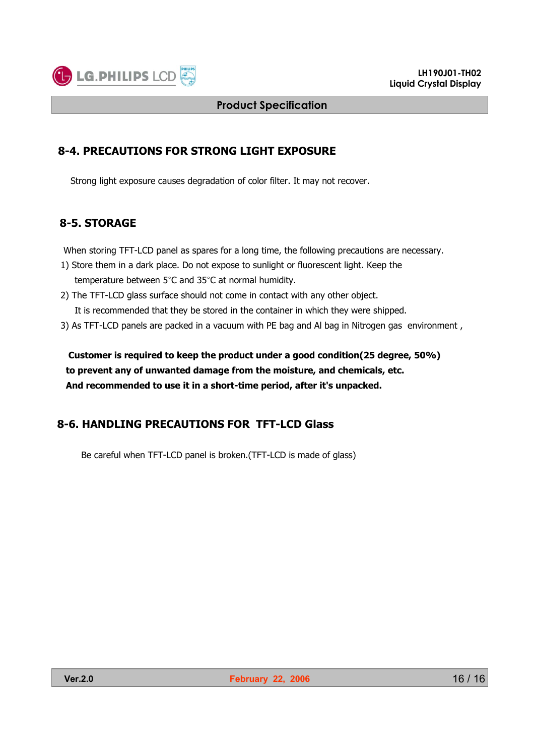## 8-4. PRECAUTIONS FOR STRONG LIGHT EXPOSURE

Strong light exposure causes degradation of color filter. It may not recover.

## 8-5. STORAGE

When storing TFT-LCD panel as spares for a long time, the following precautions are necessary.

1) Store them in a dark place. Do not expose to sunlight or fluorescent light. Keep the temperature between 5°C and 35°C at normal humidity.
2) The TFT-LCD glass surface should not come in contact with any other object. It is recommended that they be stored in the container in which they were shipped.
3) As TFT-LCD panels are packed in a vacuum with PE bag and Al bag in Nitrogen gas environment ,

**Customer is required to keep the product under a good condition(25 degree, 50%) to prevent any of unwanted damage from the moisture, and chemicals, etc. And recommended to use it in a short-time period, after it's unpacked.**

## 8-6. HANDLING PRECAUTIONS FOR TFT-LCD Glass

Be careful when TFT-LCD panel is broken.(TFT-LCD is made of glass)